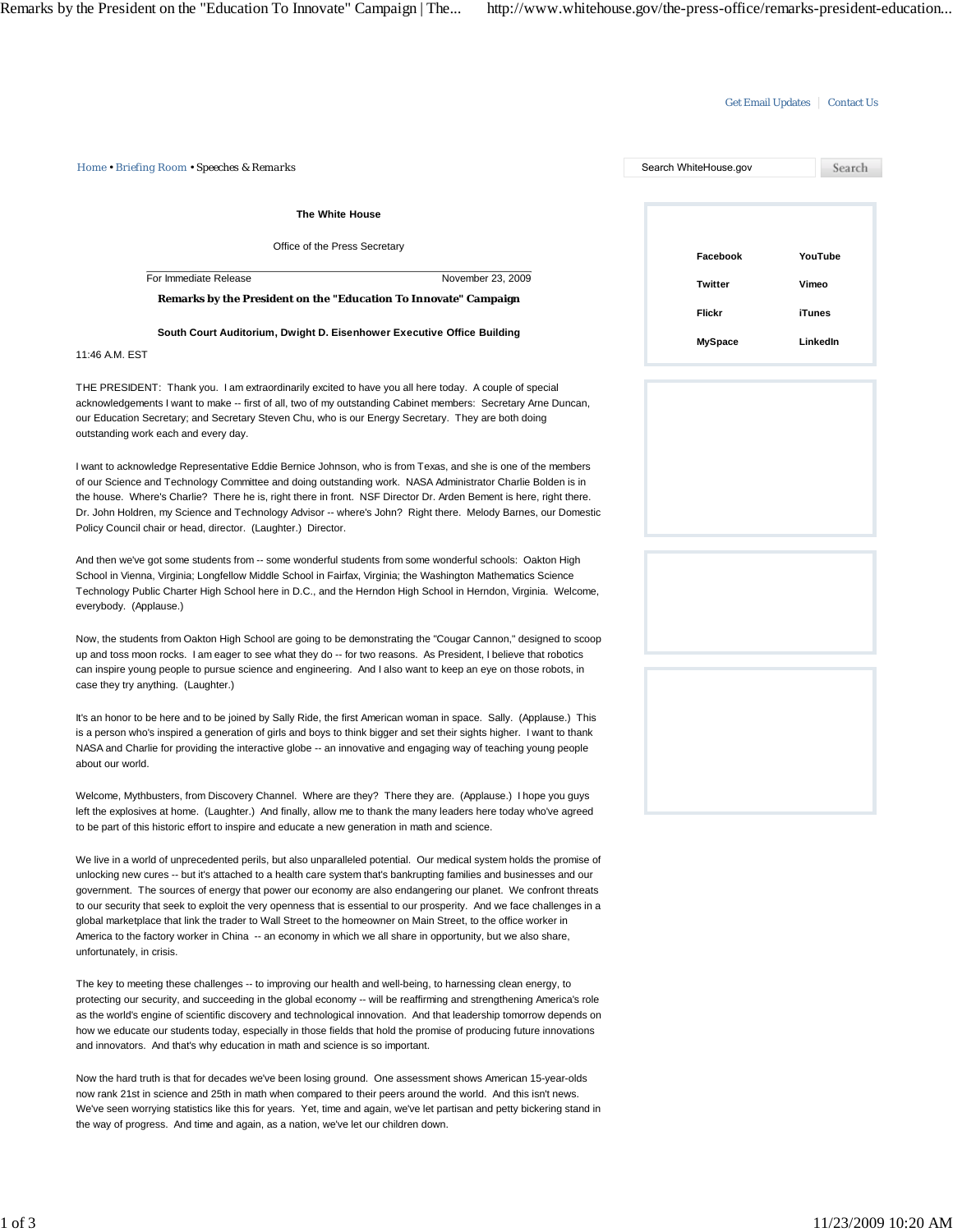Get Email Updates | Contact Us

Home • Briefing Room • Speeches & Remarks

Search WhiteHouse.gov | Search

**The White House**

Office of the Press Secretary

For Immediate Release | November 23, 2009

**Remarks by the President on the "Education To Innovate" Campaign**

**South Court Auditorium, Dwight D. Eisenhower Executive Office Building**

11:46 A.M. EST

THE PRESIDENT: Thank you. I am extraordinarily excited to have you all here today. A couple of special acknowledgements I want to make -- first of all, two of my outstanding Cabinet members: Secretary Arne Duncan, our Education Secretary; and Secretary Steven Chu, who is our Energy Secretary. They are both doing outstanding work each and every day.

I want to acknowledge Representative Eddie Bernice Johnson, who is from Texas, and she is one of the members of our Science and Technology Committee and doing outstanding work. NASA Administrator Charlie Bolden is in the house. Where's Charlie? There he is, right there in front. NSF Director Dr. Arden Bement is here, right there. Dr. John Holdren, my Science and Technology Advisor -- where's John? Right there. Melody Barnes, our Domestic Policy Council chair or head, director. (Laughter.) Director.

And then we've got some students from -- some wonderful students from some wonderful schools: Oakton High School in Vienna, Virginia; Longfellow Middle School in Fairfax, Virginia; the Washington Mathematics Science Technology Public Charter High School here in D.C., and the Herndon High School in Herndon, Virginia. Welcome, everybody. (Applause.)

Now, the students from Oakton High School are going to be demonstrating the "Cougar Cannon," designed to scoop up and toss moon rocks. I am eager to see what they do -- for two reasons. As President, I believe that robotics can inspire young people to pursue science and engineering. And I also want to keep an eye on those robots, in case they try anything. (Laughter.)

It's an honor to be here and to be joined by Sally Ride, the first American woman in space. Sally. (Applause.) This is a person who's inspired a generation of girls and boys to think bigger and set their sights higher. I want to thank NASA and Charlie for providing the interactive globe -- an innovative and engaging way of teaching young people about our world.

Welcome, Mythbusters, from Discovery Channel. Where are they? There they are. (Applause.) I hope you guys left the explosives at home. (Laughter.) And finally, allow me to thank the many leaders here today who've agreed to be part of this historic effort to inspire and educate a new generation in math and science.

We live in a world of unprecedented perils, but also unparalleled potential. Our medical system holds the promise of unlocking new cures -- but it's attached to a health care system that's bankrupting families and businesses and our government. The sources of energy that power our economy are also endangering our planet. We confront threats to our security that seek to exploit the very openness that is essential to our prosperity. And we face challenges in a global marketplace that link the trader to Wall Street to the homeowner on Main Street, to the office worker in America to the factory worker in China -- an economy in which we all share in opportunity, but we also share, unfortunately, in crisis.

The key to meeting these challenges -- to improving our health and well-being, to harnessing clean energy, to protecting our security, and succeeding in the global economy -- will be reaffirming and strengthening America's role as the world's engine of scientific discovery and technological innovation. And that leadership tomorrow depends on how we educate our students today, especially in those fields that hold the promise of producing future innovations and innovators. And that's why education in math and science is so important.

Now the hard truth is that for decades we've been losing ground. One assessment shows American 15-year-olds now rank 21st in science and 25th in math when compared to their peers around the world. And this isn't news. We've seen worrying statistics like this for years. Yet, time and again, we've let partisan and petty bickering stand in the way of progress. And time and again, as a nation, we've let our children down.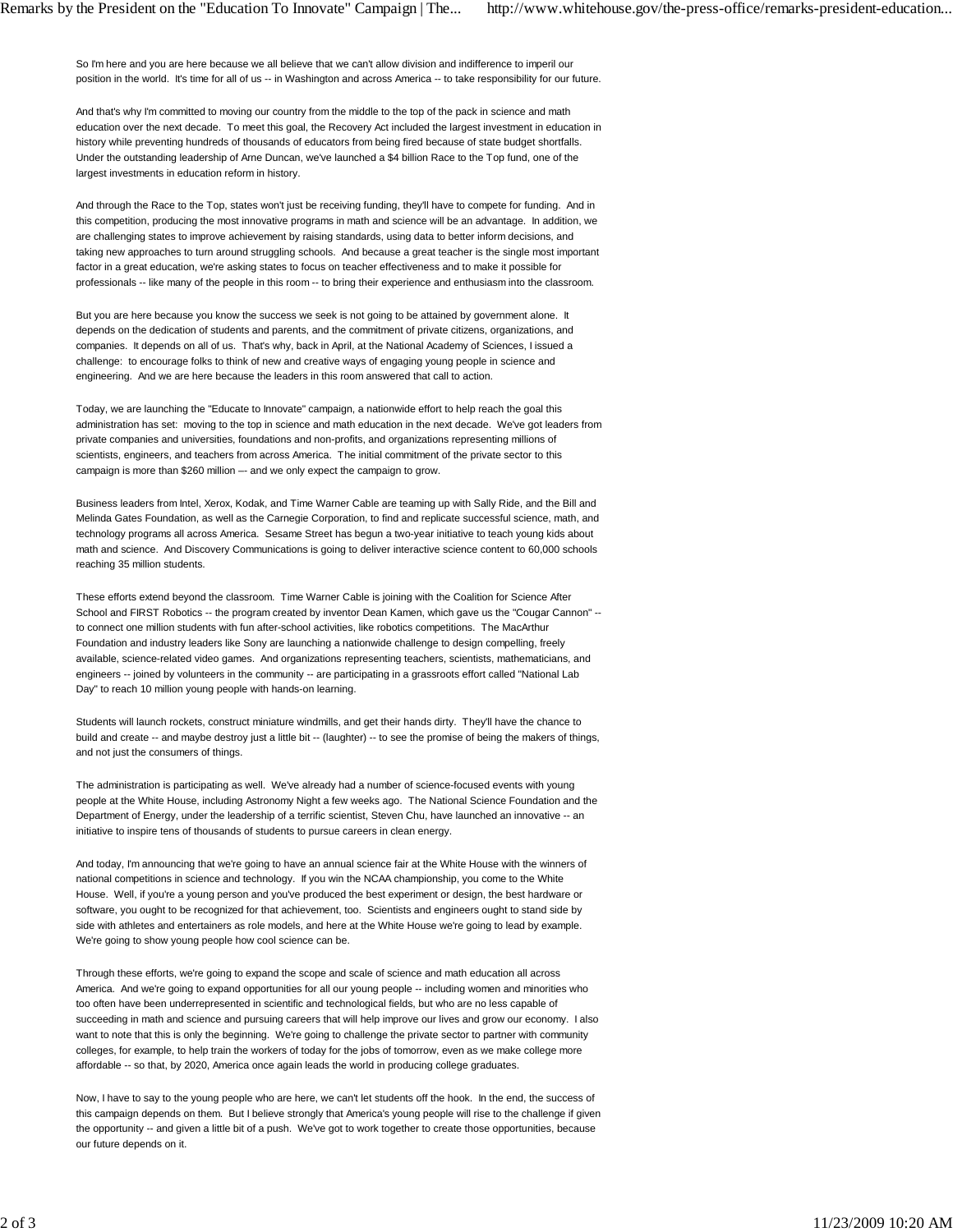So I'm here and you are here because we all believe that we can't allow division and indifference to imperil our position in the world. It's time for all of us -- in Washington and across America -- to take responsibility for our future.

And that's why I'm committed to moving our country from the middle to the top of the pack in science and math education over the next decade. To meet this goal, the Recovery Act included the largest investment in education in history while preventing hundreds of thousands of educators from being fired because of state budget shortfalls. Under the outstanding leadership of Arne Duncan, we've launched a $4 billion Race to the Top fund, one of the largest investments in education reform in history.

And through the Race to the Top, states won't just be receiving funding, they'll have to compete for funding. And in this competition, producing the most innovative programs in math and science will be an advantage. In addition, we are challenging states to improve achievement by raising standards, using data to better inform decisions, and taking new approaches to turn around struggling schools. And because a great teacher is the single most important factor in a great education, we're asking states to focus on teacher effectiveness and to make it possible for professionals -- like many of the people in this room -- to bring their experience and enthusiasm into the classroom.

But you are here because you know the success we seek is not going to be attained by government alone. It depends on the dedication of students and parents, and the commitment of private citizens, organizations, and companies. It depends on all of us. That's why, back in April, at the National Academy of Sciences, I issued a challenge: to encourage folks to think of new and creative ways of engaging young people in science and engineering. And we are here because the leaders in this room answered that call to action.

Today, we are launching the "Educate to Innovate" campaign, a nationwide effort to help reach the goal this administration has set: moving to the top in science and math education in the next decade. We've got leaders from private companies and universities, foundations and non-profits, and organizations representing millions of scientists, engineers, and teachers from across America. The initial commitment of the private sector to this campaign is more than $260 million –- and we only expect the campaign to grow.

Business leaders from Intel, Xerox, Kodak, and Time Warner Cable are teaming up with Sally Ride, and the Bill and Melinda Gates Foundation, as well as the Carnegie Corporation, to find and replicate successful science, math, and technology programs all across America. Sesame Street has begun a two-year initiative to teach young kids about math and science. And Discovery Communications is going to deliver interactive science content to 60,000 schools reaching 35 million students.

These efforts extend beyond the classroom. Time Warner Cable is joining with the Coalition for Science After School and FIRST Robotics -- the program created by inventor Dean Kamen, which gave us the "Cougar Cannon" -- to connect one million students with fun after-school activities, like robotics competitions. The MacArthur Foundation and industry leaders like Sony are launching a nationwide challenge to design compelling, freely available, science-related video games. And organizations representing teachers, scientists, mathematicians, and engineers -- joined by volunteers in the community -- are participating in a grassroots effort called "National Lab Day" to reach 10 million young people with hands-on learning.

Students will launch rockets, construct miniature windmills, and get their hands dirty. They'll have the chance to build and create -- and maybe destroy just a little bit -- (laughter) -- to see the promise of being the makers of things, and not just the consumers of things.

The administration is participating as well. We've already had a number of science-focused events with young people at the White House, including Astronomy Night a few weeks ago. The National Science Foundation and the Department of Energy, under the leadership of a terrific scientist, Steven Chu, have launched an innovative -- an initiative to inspire tens of thousands of students to pursue careers in clean energy.

And today, I'm announcing that we're going to have an annual science fair at the White House with the winners of national competitions in science and technology. If you win the NCAA championship, you come to the White House. Well, if you're a young person and you've produced the best experiment or design, the best hardware or software, you ought to be recognized for that achievement, too. Scientists and engineers ought to stand side by side with athletes and entertainers as role models, and here at the White House we're going to lead by example. We're going to show young people how cool science can be.

Through these efforts, we're going to expand the scope and scale of science and math education all across America. And we're going to expand opportunities for all our young people -- including women and minorities who too often have been underrepresented in scientific and technological fields, but who are no less capable of succeeding in math and science and pursuing careers that will help improve our lives and grow our economy. I also want to note that this is only the beginning. We're going to challenge the private sector to partner with community colleges, for example, to help train the workers of today for the jobs of tomorrow, even as we make college more affordable -- so that, by 2020, America once again leads the world in producing college graduates.

Now, I have to say to the young people who are here, we can't let students off the hook. In the end, the success of this campaign depends on them. But I believe strongly that America's young people will rise to the challenge if given the opportunity -- and given a little bit of a push. We've got to work together to create those opportunities, because our future depends on it.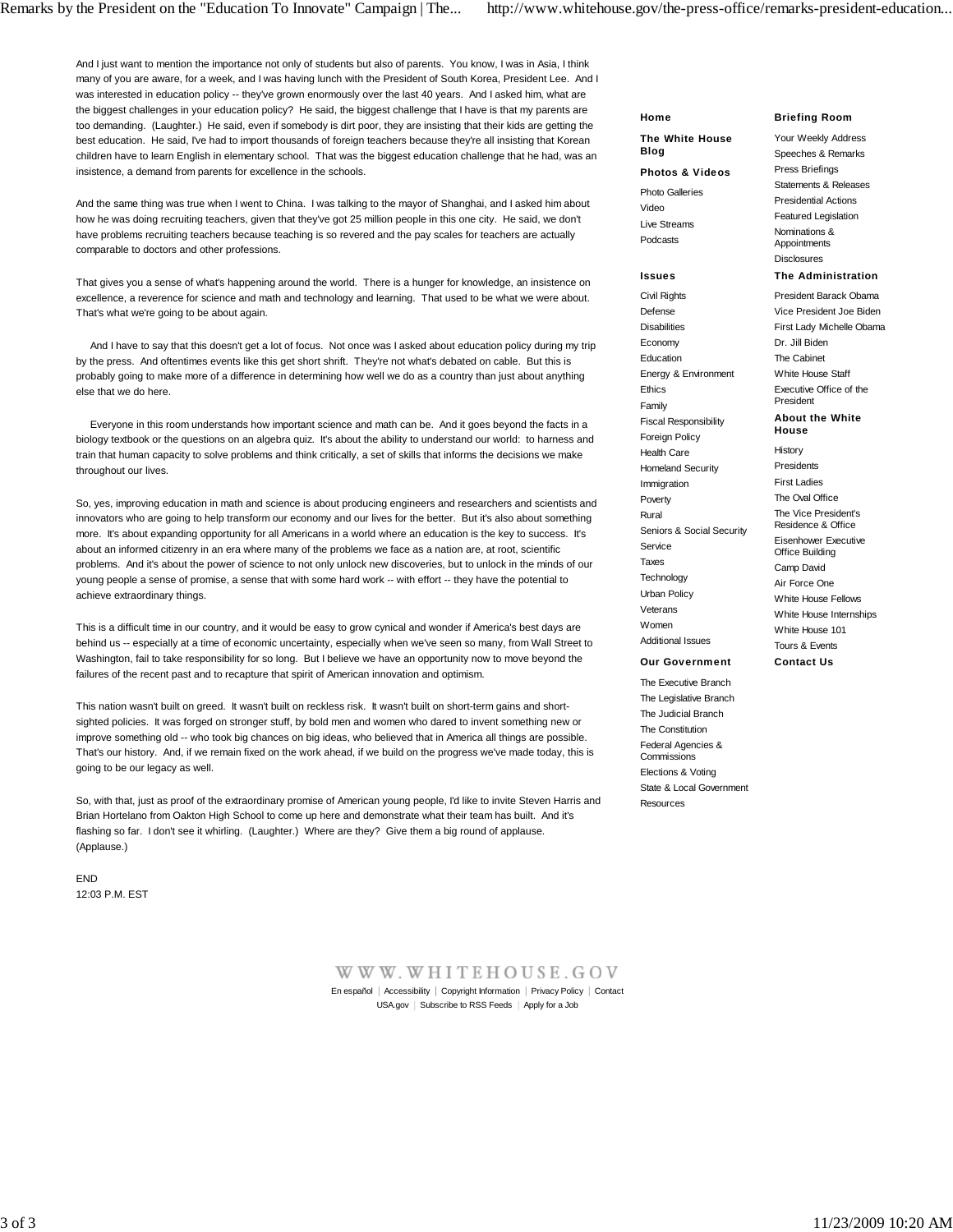And I just want to mention the importance not only of students but also of parents. You know, I was in Asia, I think many of you are aware, for a week, and I was having lunch with the President of South Korea, President Lee. And I was interested in education policy -- they've grown enormously over the last 40 years. And I asked him, what are the biggest challenges in your education policy? He said, the biggest challenge that I have is that my parents are too demanding. (Laughter.) He said, even if somebody is dirt poor, they are insisting that their kids are getting the best education. He said, I've had to import thousands of foreign teachers because they're all insisting that Korean children have to learn English in elementary school. That was the biggest education challenge that he had, was an insistence, a demand from parents for excellence in the schools.

And the same thing was true when I went to China. I was talking to the mayor of Shanghai, and I asked him about how he was doing recruiting teachers, given that they've got 25 million people in this one city. He said, we don't have problems recruiting teachers because teaching is so revered and the pay scales for teachers are actually comparable to doctors and other professions.

That gives you a sense of what's happening around the world. There is a hunger for knowledge, an insistence on excellence, a reverence for science and math and technology and learning. That used to be what we were about. That's what we're going to be about again.

And I have to say that this doesn't get a lot of focus. Not once was I asked about education policy during my trip by the press. And oftentimes events like this get short shrift. They're not what's debated on cable. But this is probably going to make more of a difference in determining how well we do as a country than just about anything else that we do here.

Everyone in this room understands how important science and math can be. And it goes beyond the facts in a biology textbook or the questions on an algebra quiz. It's about the ability to understand our world: to harness and train that human capacity to solve problems and think critically, a set of skills that informs the decisions we make throughout our lives.

So, yes, improving education in math and science is about producing engineers and researchers and scientists and innovators who are going to help transform our economy and our lives for the better. But it's also about something more. It's about expanding opportunity for all Americans in a world where an education is the key to success. It's about an informed citizenry in an era where many of the problems we face as a nation are, at root, scientific problems. And it's about the power of science to not only unlock new discoveries, but to unlock in the minds of our young people a sense of promise, a sense that with some hard work -- with effort -- they have the potential to achieve extraordinary things.

This is a difficult time in our country, and it would be easy to grow cynical and wonder if America's best days are behind us -- especially at a time of economic uncertainty, especially when we've seen so many, from Wall Street to Washington, fail to take responsibility for so long. But I believe we have an opportunity now to move beyond the failures of the recent past and to recapture that spirit of American innovation and optimism.

This nation wasn't built on greed. It wasn't built on reckless risk. It wasn't built on short-term gains and short-sighted policies. It was forged on stronger stuff, by bold men and women who dared to invent something new or improve something old -- who took big chances on big ideas, who believed that in America all things are possible. That's our history. And, if we remain fixed on the work ahead, if we build on the progress we've made today, this is going to be our legacy as well.

So, with that, just as proof of the extraordinary promise of American young people, I'd like to invite Steven Harris and Brian Hortelano from Oakton High School to come up here and demonstrate what their team has built. And it's flashing so far. I don't see it whirling. (Laughter.) Where are they? Give them a big round of applause. (Applause.)

END
12:03 P.M. EST

**Home**

**The White House Blog**

**Photos & Videos**

Photo Galleries
Video
Live Streams
Podcasts

**Issues**

Civil Rights
Defense
Disabilities
Economy
Education
Energy & Environment
Ethics
Family
Fiscal Responsibility
Foreign Policy
Health Care
Homeland Security
Immigration
Poverty
Rural
Seniors & Social Security
Service
Taxes
Technology
Urban Policy
Veterans
Women
Additional Issues

**Our Government**

The Executive Branch
The Legislative Branch
The Judicial Branch
The Constitution
Federal Agencies & Commissions
Elections & Voting
State & Local Government
Resources

**Briefing Room**

Your Weekly Address
Speeches & Remarks
Press Briefings
Statements & Releases
Presidential Actions
Featured Legislation
Nominations & Appointments
Disclosures

**The Administration**

President Barack Obama
Vice President Joe Biden
First Lady Michelle Obama
Dr. Jill Biden
The Cabinet
White House Staff
Executive Office of the President

**About the White House**

History
Presidents
First Ladies
The Oval Office
The Vice President's Residence & Office
Eisenhower Executive Office Building
Camp David
Air Force One
White House Fellows
White House Internships
White House 101
Tours & Events

**Contact Us**

WWW.WHITEHOUSE.GOV

En español | Accessibility | Copyright Information | Privacy Policy | Contact
USA.gov | Subscribe to RSS Feeds | Apply for a Job